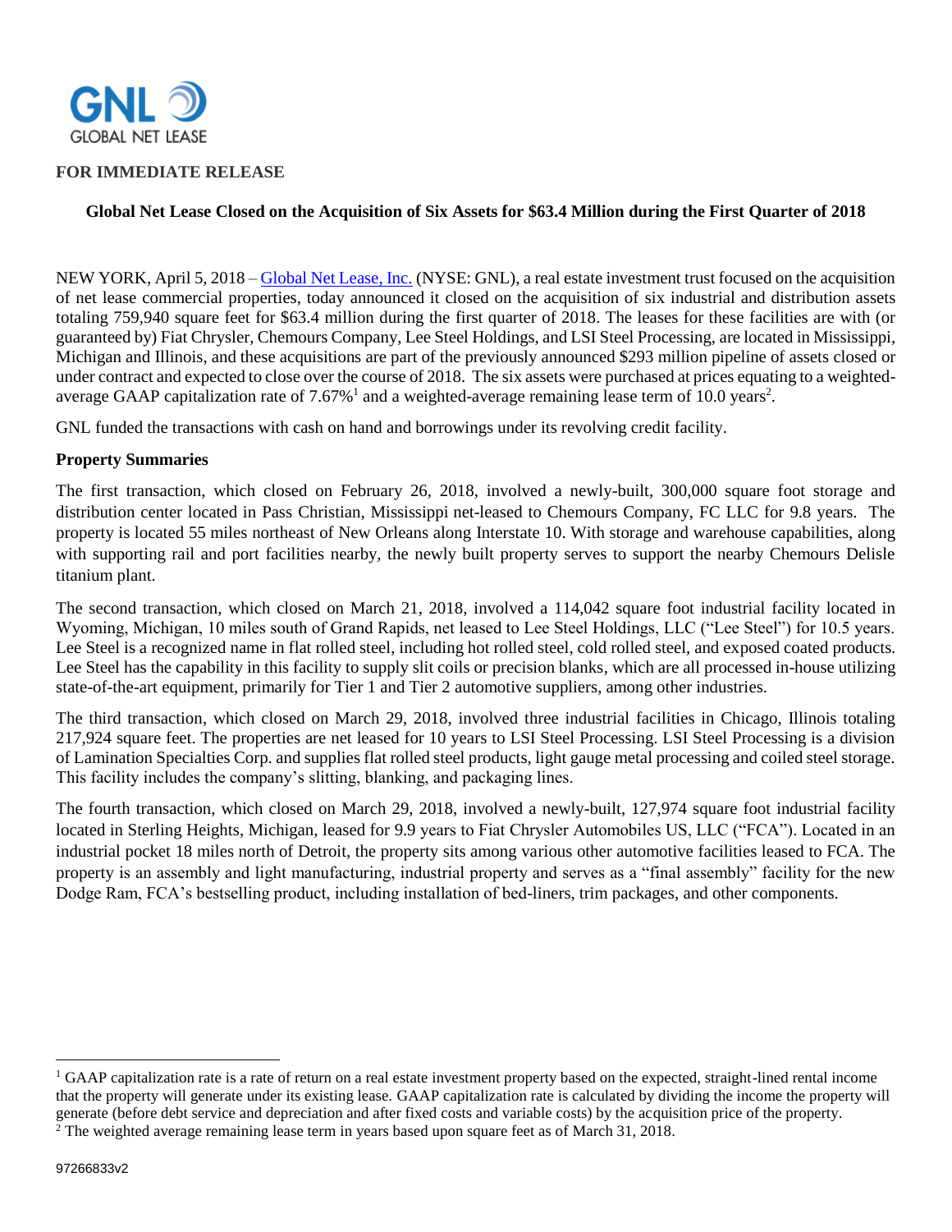GNL
GLOBAL NET LEASE

**FOR IMMEDIATE RELEASE**

**Global Net Lease Closed on the Acquisition of Six Assets for $63.4 Million during the First Quarter of 2018**

NEW YORK, April 5, 2018 – Global Net Lease, Inc. (NYSE: GNL), a real estate investment trust focused on the acquisition of net lease commercial properties, today announced it closed on the acquisition of six industrial and distribution assets totaling 759,940 square feet for $63.4 million during the first quarter of 2018. The leases for these facilities are with (or guaranteed by) Fiat Chrysler, Chemours Company, Lee Steel Holdings, and LSI Steel Processing, are located in Mississippi, Michigan and Illinois, and these acquisitions are part of the previously announced $293 million pipeline of assets closed or under contract and expected to close over the course of 2018. The six assets were purchased at prices equating to a weighted-average GAAP capitalization rate of 7.67%[1] and a weighted-average remaining lease term of 10.0 years[2].

GNL funded the transactions with cash on hand and borrowings under its revolving credit facility.

**Property Summaries**

The first transaction, which closed on February 26, 2018, involved a newly-built, 300,000 square foot storage and distribution center located in Pass Christian, Mississippi net-leased to Chemours Company, FC LLC for 9.8 years. The property is located 55 miles northeast of New Orleans along Interstate 10. With storage and warehouse capabilities, along with supporting rail and port facilities nearby, the newly built property serves to support the nearby Chemours Delisle titanium plant.

The second transaction, which closed on March 21, 2018, involved a 114,042 square foot industrial facility located in Wyoming, Michigan, 10 miles south of Grand Rapids, net leased to Lee Steel Holdings, LLC ("Lee Steel") for 10.5 years. Lee Steel is a recognized name in flat rolled steel, including hot rolled steel, cold rolled steel, and exposed coated products. Lee Steel has the capability in this facility to supply slit coils or precision blanks, which are all processed in-house utilizing state-of-the-art equipment, primarily for Tier 1 and Tier 2 automotive suppliers, among other industries.

The third transaction, which closed on March 29, 2018, involved three industrial facilities in Chicago, Illinois totaling 217,924 square feet. The properties are net leased for 10 years to LSI Steel Processing. LSI Steel Processing is a division of Lamination Specialties Corp. and supplies flat rolled steel products, light gauge metal processing and coiled steel storage. This facility includes the company's slitting, blanking, and packaging lines.

The fourth transaction, which closed on March 29, 2018, involved a newly-built, 127,974 square foot industrial facility located in Sterling Heights, Michigan, leased for 9.9 years to Fiat Chrysler Automobiles US, LLC ("FCA"). Located in an industrial pocket 18 miles north of Detroit, the property sits among various other automotive facilities leased to FCA. The property is an assembly and light manufacturing, industrial property and serves as a "final assembly" facility for the new Dodge Ram, FCA's bestselling product, including installation of bed-liners, trim packages, and other components.

---

[1] GAAP capitalization rate is a rate of return on a real estate investment property based on the expected, straight-lined rental income that the property will generate under its existing lease. GAAP capitalization rate is calculated by dividing the income the property will generate (before debt service and depreciation and after fixed costs and variable costs) by the acquisition price of the property.

[2] The weighted average remaining lease term in years based upon square feet as of March 31, 2018.

97266833v2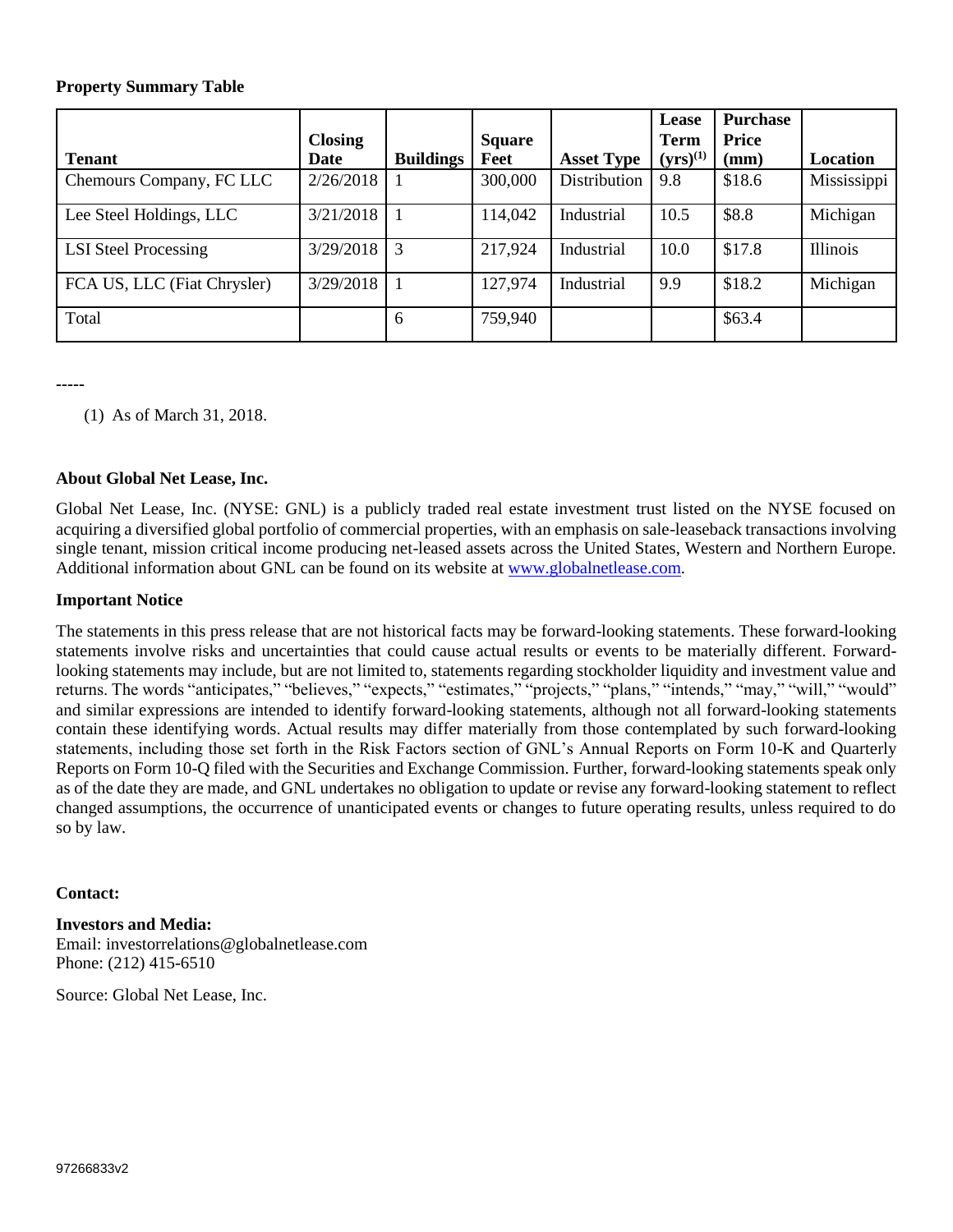**Property Summary Table**

| Tenant | Closing Date | Buildings | Square Feet | Asset Type | Lease Term (yrs)[1] | Purchase Price (mm) | Location |
|---|---|---|---|---|---|---|---|
| Chemours Company, FC LLC | 2/26/2018 | 1 | 300,000 | Distribution | 9.8 | $18.6 | Mississippi |
| Lee Steel Holdings, LLC | 3/21/2018 | 1 | 114,042 | Industrial | 10.5 | $8.8 | Michigan |
| LSI Steel Processing | 3/29/2018 | 3 | 217,924 | Industrial | 10.0 | $17.8 | Illinois |
| FCA US, LLC (Fiat Chrysler) | 3/29/2018 | 1 | 127,974 | Industrial | 9.9 | $18.2 | Michigan |
| Total | | 6 | 759,940 | | | $63.4 | |

-----

(1) As of March 31, 2018.

**About Global Net Lease, Inc.**

Global Net Lease, Inc. (NYSE: GNL) is a publicly traded real estate investment trust listed on the NYSE focused on acquiring a diversified global portfolio of commercial properties, with an emphasis on sale-leaseback transactions involving single tenant, mission critical income producing net-leased assets across the United States, Western and Northern Europe. Additional information about GNL can be found on its website at www.globalnetlease.com.

**Important Notice**

The statements in this press release that are not historical facts may be forward-looking statements. These forward-looking statements involve risks and uncertainties that could cause actual results or events to be materially different. Forward-looking statements may include, but are not limited to, statements regarding stockholder liquidity and investment value and returns. The words "anticipates," "believes," "expects," "estimates," "projects," "plans," "intends," "may," "will," "would" and similar expressions are intended to identify forward-looking statements, although not all forward-looking statements contain these identifying words. Actual results may differ materially from those contemplated by such forward-looking statements, including those set forth in the Risk Factors section of GNL's Annual Reports on Form 10-K and Quarterly Reports on Form 10-Q filed with the Securities and Exchange Commission. Further, forward-looking statements speak only as of the date they are made, and GNL undertakes no obligation to update or revise any forward-looking statement to reflect changed assumptions, the occurrence of unanticipated events or changes to future operating results, unless required to do so by law.

**Contact:**

**Investors and Media:**
Email: investorrelations@globalnetlease.com
Phone: (212) 415-6510

Source: Global Net Lease, Inc.

97266833v2